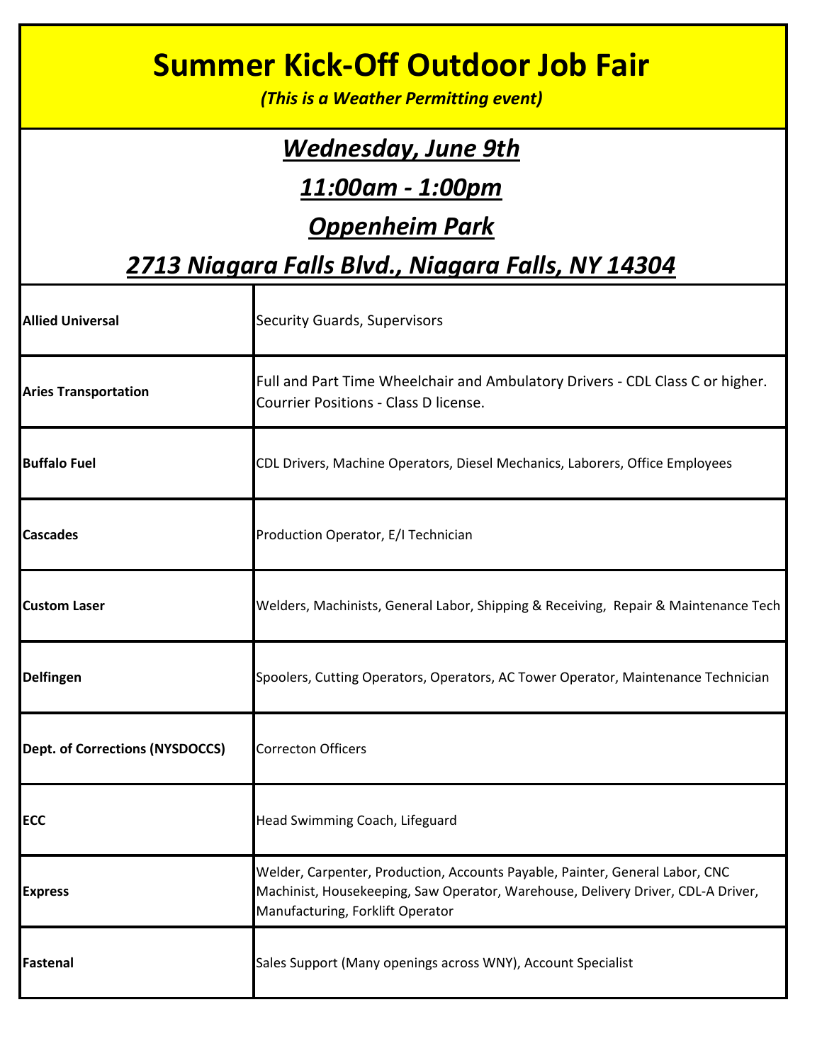# Summer Kick-Off Outdoor Job Fair

***(This is a Weather Permitting event)***

## ***Wednesday, June 9th***

## ***11:00am - 1:00pm***

## ***Oppenheim Park***

## ***2713 Niagara Falls Blvd., Niagara Falls, NY 14304***

| | |
|---|---|
| **Allied Universal** | Security Guards, Supervisors |
| **Aries Transportation** | Full and Part Time Wheelchair and Ambulatory Drivers - CDL Class C or higher. Courrier Positions - Class D license. |
| **Buffalo Fuel** | CDL Drivers, Machine Operators, Diesel Mechanics, Laborers, Office Employees |
| **Cascades** | Production Operator, E/I Technician |
| **Custom Laser** | Welders, Machinists, General Labor, Shipping & Receiving, Repair & Maintenance Tech |
| **Delfingen** | Spoolers, Cutting Operators, Operators, AC Tower Operator, Maintenance Technician |
| **Dept. of Corrections (NYSDOCCS)** | Correcton Officers |
| **ECC** | Head Swimming Coach, Lifeguard |
| **Express** | Welder, Carpenter, Production, Accounts Payable, Painter, General Labor, CNC Machinist, Housekeeping, Saw Operator, Warehouse, Delivery Driver, CDL-A Driver, Manufacturing, Forklift Operator |
| **Fastenal** | Sales Support (Many openings across WNY), Account Specialist |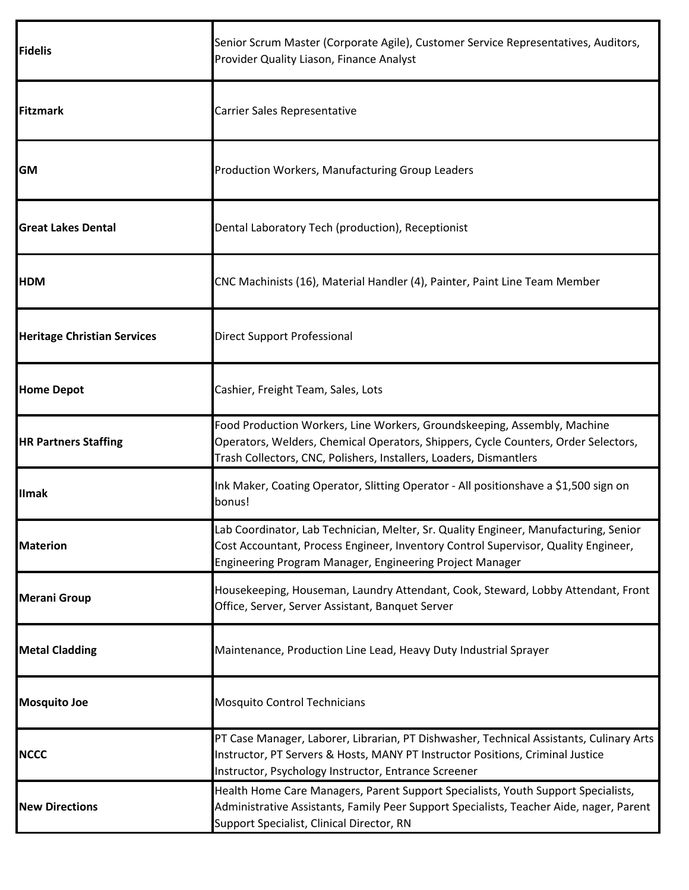| | |
|---|---|
| **Fidelis** | Senior Scrum Master (Corporate Agile), Customer Service Representatives, Auditors, Provider Quality Liason, Finance Analyst |
| **Fitzmark** | Carrier Sales Representative |
| **GM** | Production Workers, Manufacturing Group Leaders |
| **Great Lakes Dental** | Dental Laboratory Tech (production), Receptionist |
| **HDM** | CNC Machinists (16), Material Handler (4), Painter, Paint Line Team Member |
| **Heritage Christian Services** | Direct Support Professional |
| **Home Depot** | Cashier, Freight Team, Sales, Lots |
| **HR Partners Staffing** | Food Production Workers, Line Workers, Groundskeeping, Assembly, Machine Operators, Welders, Chemical Operators, Shippers, Cycle Counters, Order Selectors, Trash Collectors, CNC, Polishers, Installers, Loaders, Dismantlers |
| **IImak** | Ink Maker, Coating Operator, Slitting Operator - All positionshave a $1,500 sign on bonus! |
| **Materion** | Lab Coordinator, Lab Technician, Melter, Sr. Quality Engineer, Manufacturing, Senior Cost Accountant, Process Engineer, Inventory Control Supervisor, Quality Engineer, Engineering Program Manager, Engineering Project Manager |
| **Merani Group** | Housekeeping, Houseman, Laundry Attendant, Cook, Steward, Lobby Attendant, Front Office, Server, Server Assistant, Banquet Server |
| **Metal Cladding** | Maintenance, Production Line Lead, Heavy Duty Industrial Sprayer |
| **Mosquito Joe** | Mosquito Control Technicians |
| **NCCC** | PT Case Manager, Laborer, Librarian, PT Dishwasher, Technical Assistants, Culinary Arts Instructor, PT Servers & Hosts, MANY PT Instructor Positions, Criminal Justice Instructor, Psychology Instructor, Entrance Screener |
| **New Directions** | Health Home Care Managers, Parent Support Specialists, Youth Support Specialists, Administrative Assistants, Family Peer Support Specialists, Teacher Aide, nager, Parent Support Specialist, Clinical Director, RN |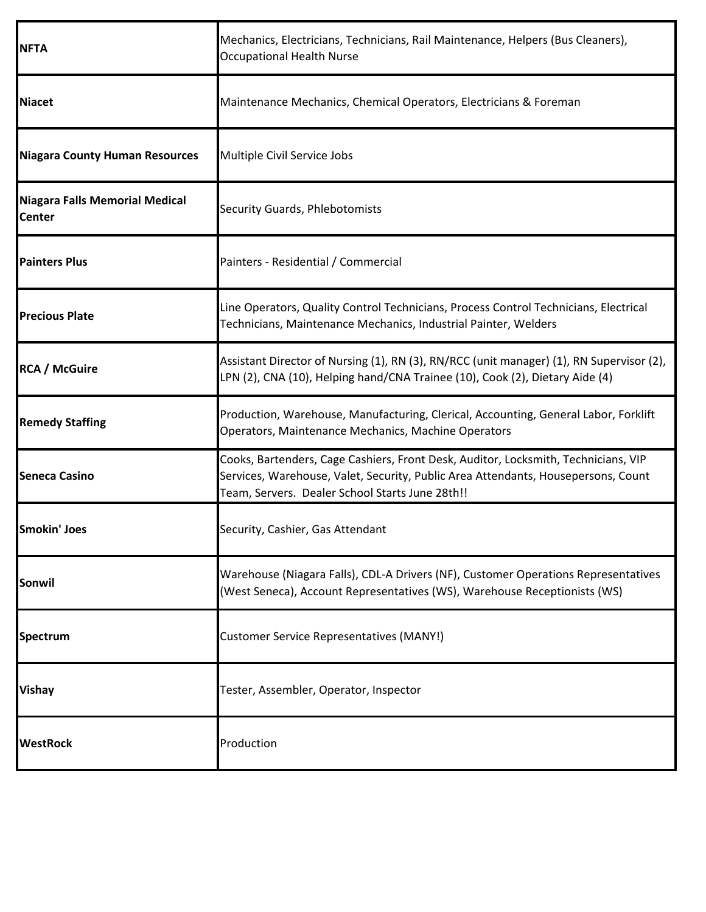| | |
|---|---|
| **NFTA** | Mechanics, Electricians, Technicians, Rail Maintenance, Helpers (Bus Cleaners), Occupational Health Nurse |
| **Niacet** | Maintenance Mechanics, Chemical Operators, Electricians & Foreman |
| **Niagara County Human Resources** | Multiple Civil Service Jobs |
| **Niagara Falls Memorial Medical Center** | Security Guards, Phlebotomists |
| **Painters Plus** | Painters - Residential / Commercial |
| **Precious Plate** | Line Operators, Quality Control Technicians, Process Control Technicians, Electrical Technicians, Maintenance Mechanics, Industrial Painter, Welders |
| **RCA / McGuire** | Assistant Director of Nursing (1), RN (3), RN/RCC (unit manager) (1), RN Supervisor (2), LPN (2), CNA (10), Helping hand/CNA Trainee (10), Cook (2), Dietary Aide (4) |
| **Remedy Staffing** | Production, Warehouse, Manufacturing, Clerical, Accounting, General Labor, Forklift Operators, Maintenance Mechanics, Machine Operators |
| **Seneca Casino** | Cooks, Bartenders, Cage Cashiers, Front Desk, Auditor, Locksmith, Technicians, VIP Services, Warehouse, Valet, Security, Public Area Attendants, Housepersons, Count Team, Servers. Dealer School Starts June 28th!! |
| **Smokin' Joes** | Security, Cashier, Gas Attendant |
| **Sonwil** | Warehouse (Niagara Falls), CDL-A Drivers (NF), Customer Operations Representatives (West Seneca), Account Representatives (WS), Warehouse Receptionists (WS) |
| **Spectrum** | Customer Service Representatives (MANY!) |
| **Vishay** | Tester, Assembler, Operator, Inspector |
| **WestRock** | Production |